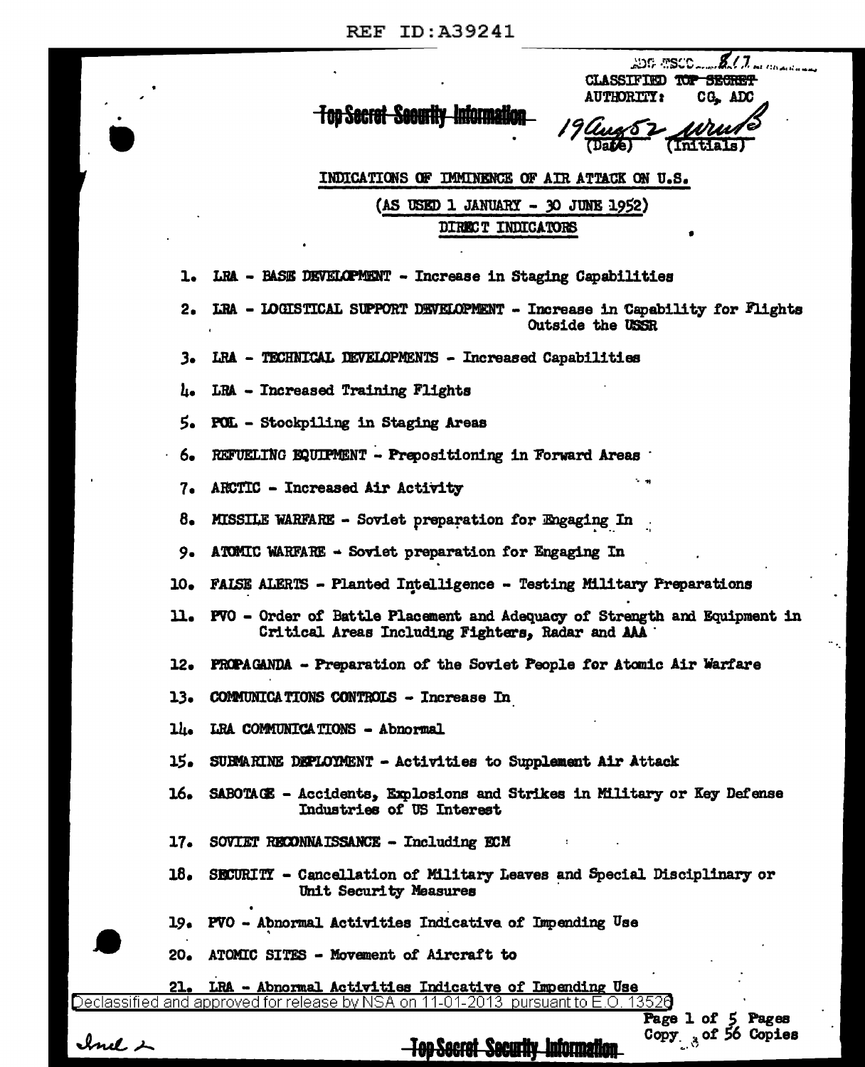REF ID:A39241

ADC TSCO 817

CLASSIFIED ~~TOP SECRET~~
AUTHORITY: CG, ADC

~~Top Secret Security Information~~

19 Aug 52 (Date) (Initials)

INDICATIONS OF IMMINENCE OF AIR ATTACK ON U.S.

(AS USED 1 JANUARY - 30 JUNE 1952)

DIRECT INDICATORS

1. LRA - BASE DEVELOPMENT - Increase in Staging Capabilities
2. LRA - LOGISTICAL SUPPORT DEVELOPMENT - Increase in Capability for Flights Outside the USSR
3. LRA - TECHNICAL DEVELOPMENTS - Increased Capabilities
4. LRA - Increased Training Flights
5. POL - Stockpiling in Staging Areas
6. REFUELING EQUIPMENT - Prepositioning in Forward Areas
7. ARCTIC - Increased Air Activity
8. MISSILE WARFARE - Soviet preparation for Engaging In
9. ATOMIC WARFARE - Soviet preparation for Engaging In
10. FALSE ALERTS - Planted Intelligence - Testing Military Preparations
11. PVO - Order of Battle Placement and Adequacy of Strength and Equipment in Critical Areas Including Fighters, Radar and AAA
12. PROPAGANDA - Preparation of the Soviet People for Atomic Air Warfare
13. COMMUNICATIONS CONTROLS - Increase In
14. LRA COMMUNICATIONS - Abnormal
15. SUBMARINE DEPLOYMENT - Activities to Supplement Air Attack
16. SABOTAGE - Accidents, Explosions and Strikes in Military or Key Defense Industries of US Interest
17. SOVIET RECONNAISSANCE - Including ECM
18. SECURITY - Cancellation of Military Leaves and Special Disciplinary or Unit Security Measures
19. PVO - Abnormal Activities Indicative of Impending Use
20. ATOMIC SITES - Movement of Aircraft to
21. LRA - Abnormal Activities Indicative of Impending Use

Declassified and approved for release by NSA on 11-01-2013 pursuant to E.O. 13526

Incl 2

Page 1 of 5 Pages
Copy 3 of 56 Copies

~~Top Secret Security Information~~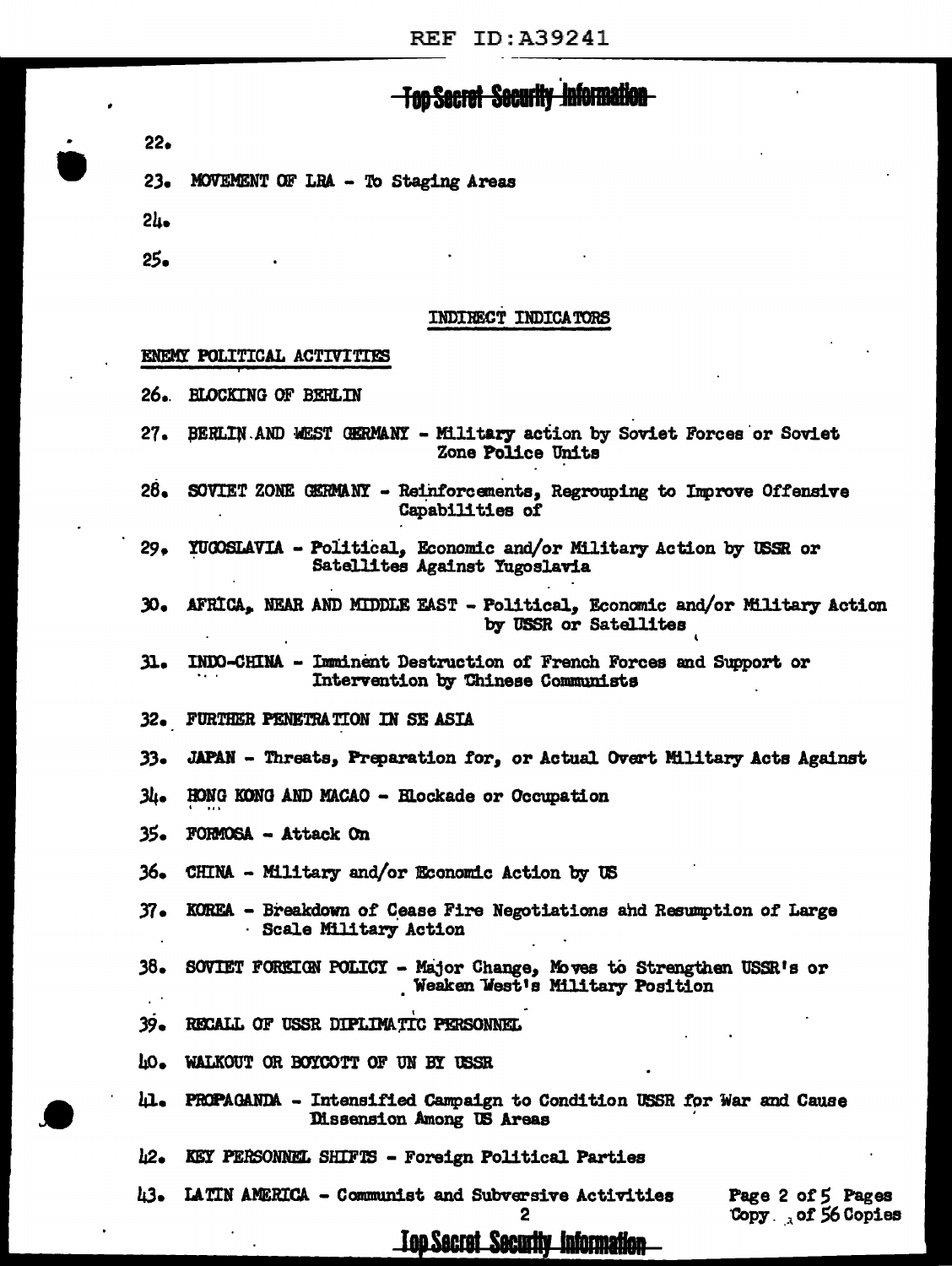**Top Secret Security Information**

22.

23. MOVEMENT OF LRA - To Staging Areas

24.

25.

INDIRECT INDICATORS

ENEMY POLITICAL ACTIVITIES

26. BLOCKING OF BERLIN

27. BERLIN AND WEST GERMANY - Military action by Soviet Forces or Soviet Zone Police Units

28. SOVIET ZONE GERMANY - Reinforcements, Regrouping to Improve Offensive Capabilities of

29. YUGOSLAVIA - Political, Economic and/or Military Action by USSR or Satellites Against Yugoslavia

30. AFRICA, NEAR AND MIDDLE EAST - Political, Economic and/or Military Action by USSR or Satellites

31. INDO-CHINA - Imminent Destruction of French Forces and Support or Intervention by Chinese Communists

32. FURTHER PENETRATION IN SE ASIA

33. JAPAN - Threats, Preparation for, or Actual Overt Military Acts Against

34. HONG KONG AND MACAO - Blockade or Occupation

35. FORMOSA - Attack On

36. CHINA - Military and/or Economic Action by US

37. KOREA - Breakdown of Cease Fire Negotiations and Resumption of Large Scale Military Action

38. SOVIET FOREIGN POLICY - Major Change, Moves to Strengthen USSR's or Weaken West's Military Position

39. RECALL OF USSR DIPLIMATIC PERSONNEL

40. WALKOUT OR BOYCOTT OF UN BY USSR

41. PROPAGANDA - Intensified Campaign to Condition USSR for War and Cause Dissension Among US Areas

42. KEY PERSONNEL SHIFTS - Foreign Political Parties

43. LATIN AMERICA - Communist and Subversive Activities

Copy of 56 Copies

**Top Secret Security Information**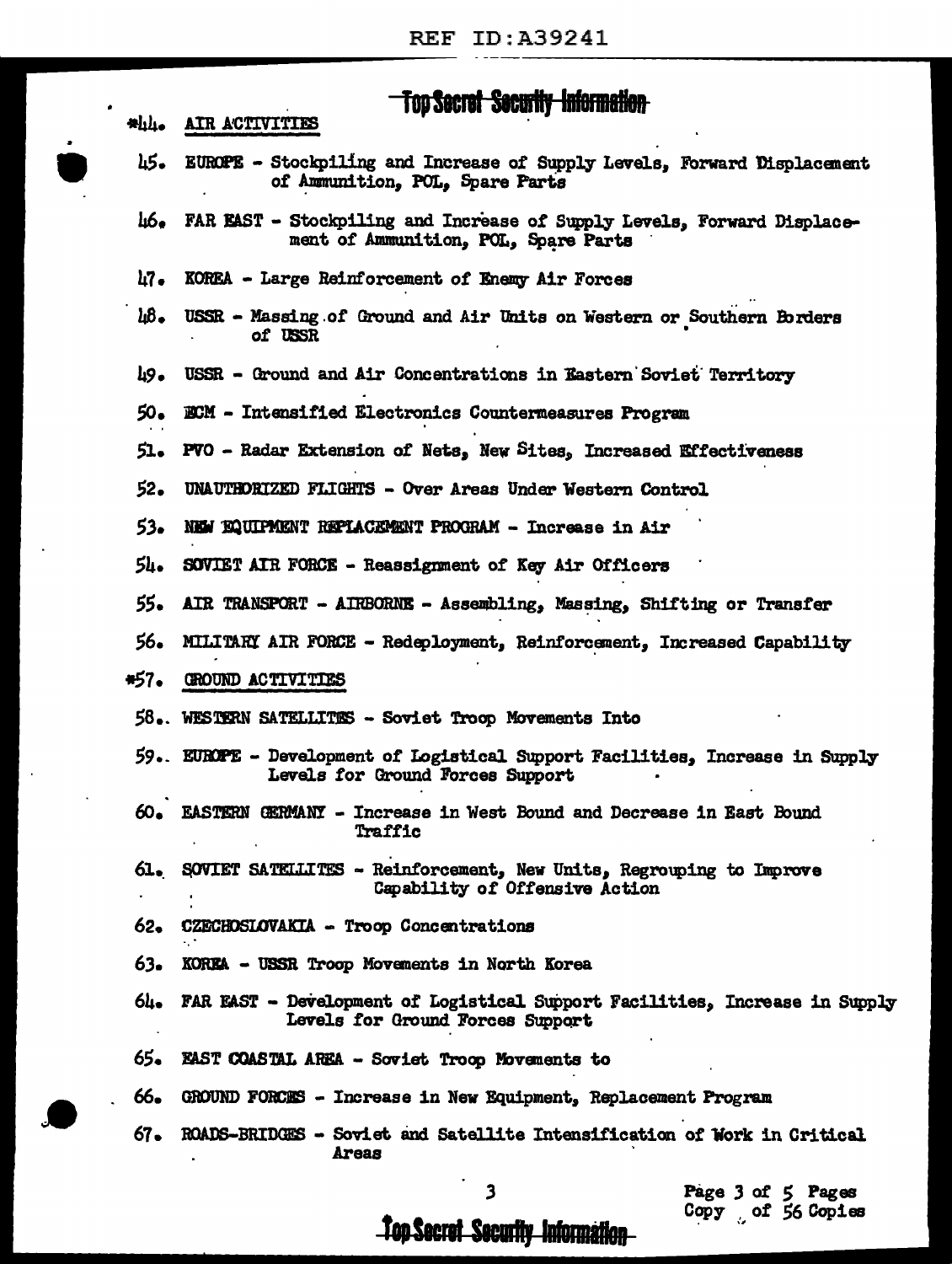Top Secret Security Information

*44. AIR ACTIVITIES

45. EUROPE - Stockpiling and Increase of Supply Levels, Forward Displacement of Ammunition, POL, Spare Parts

46. FAR EAST - Stockpiling and Increase of Supply Levels, Forward Displacement of Ammunition, POL, Spare Parts

47. KOREA - Large Reinforcement of Enemy Air Forces

48. USSR - Massing of Ground and Air Units on Western or Southern Borders of USSR

49. USSR - Ground and Air Concentrations in Eastern Soviet Territory

50. ECM - Intensified Electronics Countermeasures Program

51. PVO - Radar Extension of Nets, New Sites, Increased Effectiveness

52. UNAUTHORIZED FLIGHTS - Over Areas Under Western Control

53. NEW EQUIPMENT REPLACEMENT PROGRAM - Increase in Air

54. SOVIET AIR FORCE - Reassignment of Key Air Officers

55. AIR TRANSPORT - AIRBORNE - Assembling, Massing, Shifting or Transfer

56. MILITARY AIR FORCE - Redeployment, Reinforcement, Increased Capability

*57. GROUND ACTIVITIES

58. WESTERN SATELLITES - Soviet Troop Movements Into

59. EUROPE - Development of Logistical Support Facilities, Increase in Supply Levels for Ground Forces Support

60. EASTERN GERMANY - Increase in West Bound and Decrease in East Bound Traffic

61. SOVIET SATELLITES - Reinforcement, New Units, Regrouping to Improve Capability of Offensive Action

62. CZECHOSLOVAKIA - Troop Concentrations

63. KOREA - USSR Troop Movements in North Korea

64. FAR EAST - Development of Logistical Support Facilities, Increase in Supply Levels for Ground Forces Support

65. EAST COASTAL AREA - Soviet Troop Movements to

66. GROUND FORCES - Increase in New Equipment, Replacement Program

67. ROADS-BRIDGES - Soviet and Satellite Intensification of Work in Critical Areas

Copy of 56 Copies

Top Secret Security Information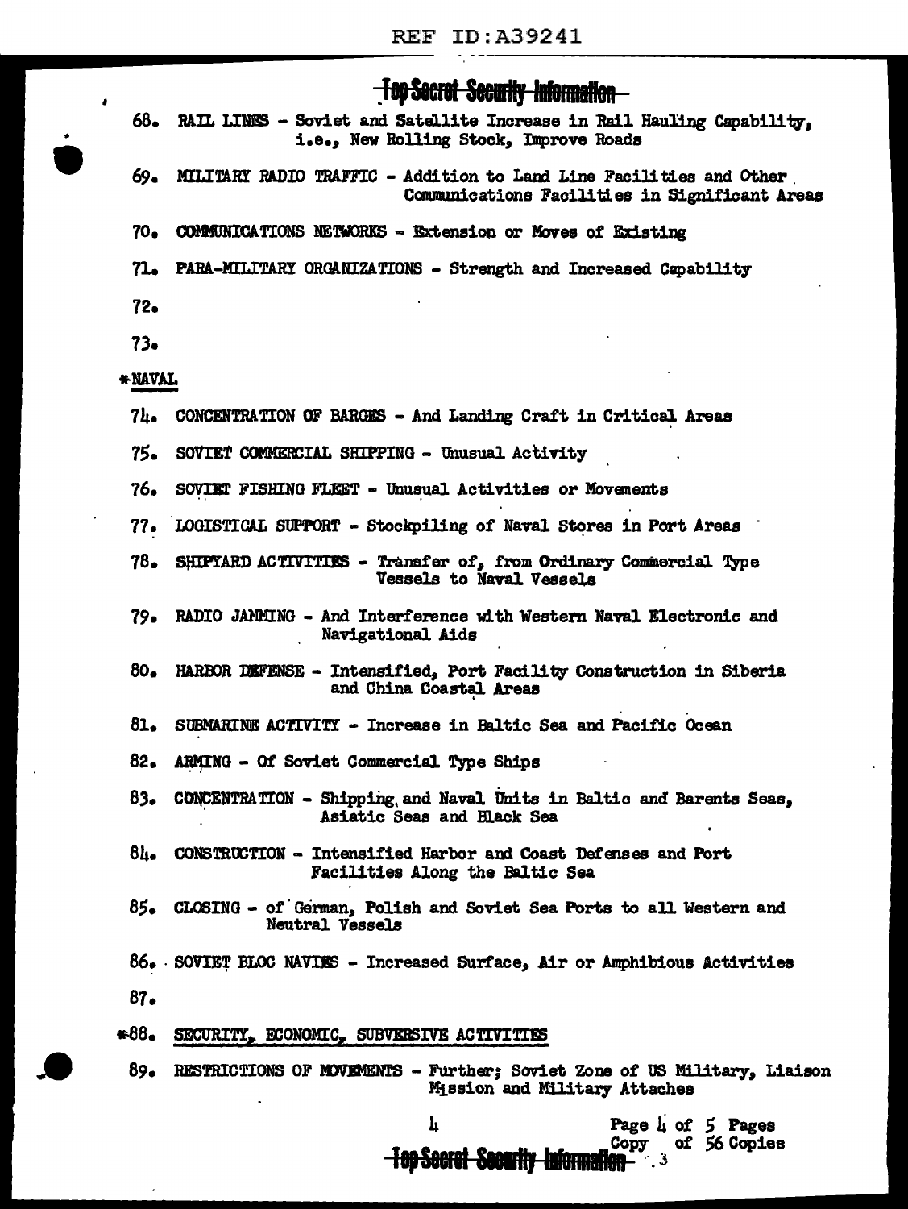Top Secret Security Information

68. RAIL LINES - Soviet and Satellite Increase in Rail Hauling Capability, i.e., New Rolling Stock, Improve Roads

69. MILITARY RADIO TRAFFIC - Addition to Land Line Facilities and Other Communications Facilities in Significant Areas

70. COMMUNICATIONS NETWORKS - Extension or Moves of Existing

71. PARA-MILITARY ORGANIZATIONS - Strength and Increased Capability

72.

73.

*NAVAL

74. CONCENTRATION OF BARGES - And Landing Craft in Critical Areas

75. SOVIET COMMERCIAL SHIPPING - Unusual Activity

76. SOVIET FISHING FLEET - Unusual Activities or Movements

77. LOGISTICAL SUPPORT - Stockpiling of Naval Stores in Port Areas

78. SHIPYARD ACTIVITIES - Transfer of, from Ordinary Commercial Type Vessels to Naval Vessels

79. RADIO JAMMING - And Interference with Western Naval Electronic and Navigational Aids

80. HARBOR DEFENSE - Intensified, Port Facility Construction in Siberia and China Coastal Areas

81. SUBMARINE ACTIVITY - Increase in Baltic Sea and Pacific Ocean

82. ARMING - Of Soviet Commercial Type Ships

83. CONCENTRATION - Shipping and Naval Units in Baltic and Barents Seas, Asiatic Seas and Black Sea

84. CONSTRUCTION - Intensified Harbor and Coast Defenses and Port Facilities Along the Baltic Sea

85. CLOSING - of German, Polish and Soviet Sea Ports to all Western and Neutral Vessels

86. SOVIET BLOC NAVIES - Increased Surface, Air or Amphibious Activities

87.

*88. SECURITY, ECONOMIC, SUBVERSIVE ACTIVITIES

89. RESTRICTIONS OF MOVEMENTS - Further; Soviet Zone of US Military, Liaison Mission and Military Attaches

Copy of 56 Copies

Top Secret Security Information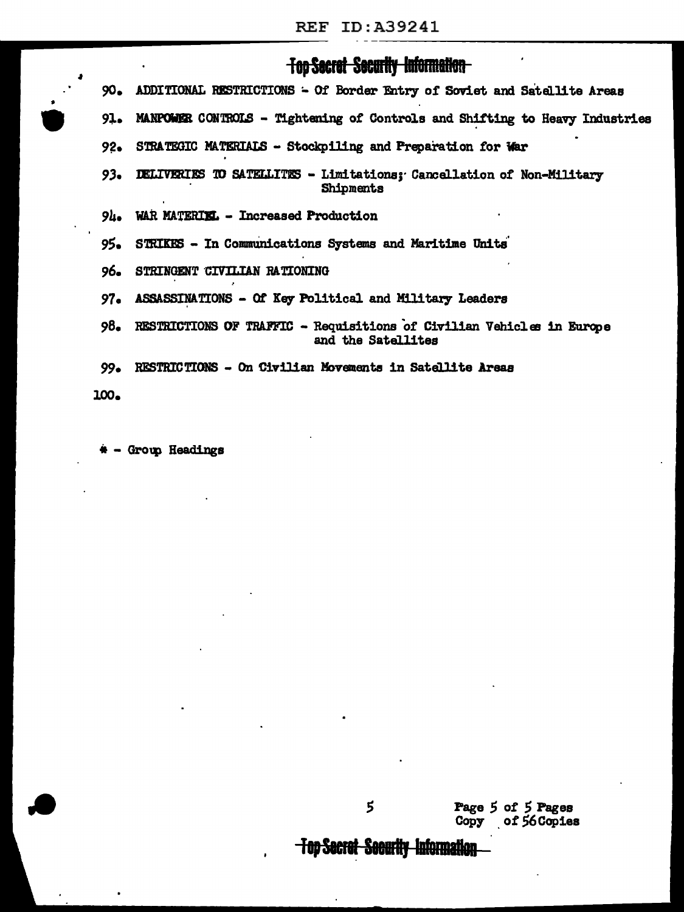90. ADDITIONAL RESTRICTIONS - Of Border Entry of Soviet and Satellite Areas

91. MANPOWER CONTROLS - Tightening of Controls and Shifting to Heavy Industries

92. STRATEGIC MATERIALS - Stockpiling and Preparation for War

93. DELIVERIES TO SATELLITES - Limitations; Cancellation of Non-Military Shipments

94. WAR MATERIEL - Increased Production

95. STRIKES - In Communications Systems and Maritime Units

96. STRINGENT CIVILIAN RATIONING

97. ASSASSINATIONS - Of Key Political and Military Leaders

98. RESTRICTIONS OF TRAFFIC - Requisitions of Civilian Vehicles in Europe and the Satellites

99. RESTRICTIONS - On Civilian Movements in Satellite Areas

100.

* - Group Headings

Copy of 56 Copies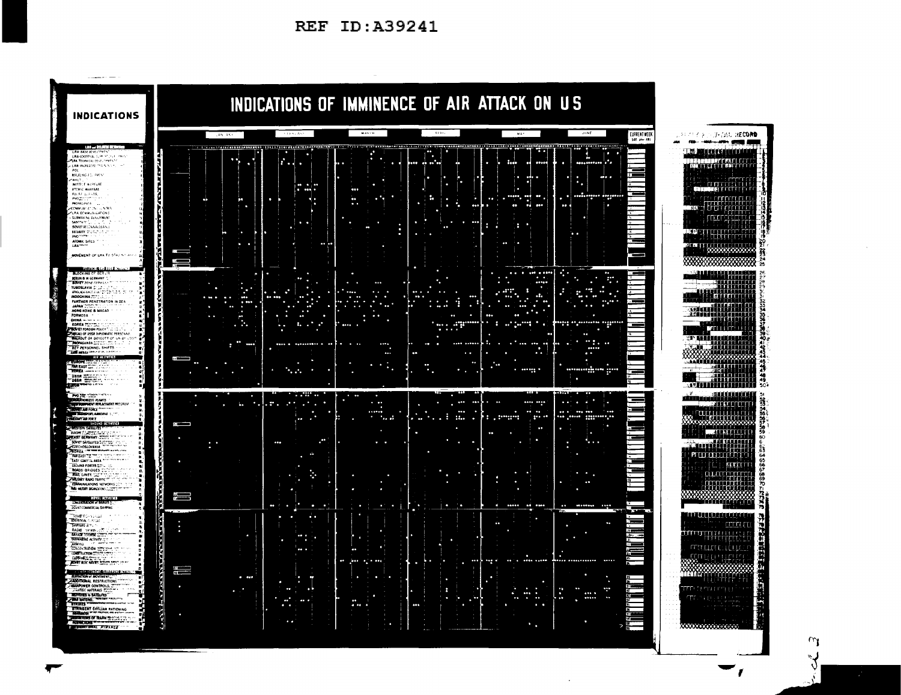# INDICATIONS OF IMMINENCE OF AIR ATTACK ON US

**INDICATIONS**

JANUARY | FEBRUARY | MARCH | APRIL | MAY | JUNE | CURRENT WEEK

**LRA and RELATED ACTIVITIES**

- LRA BASE DEVELOPMENT
- LRA LOGISTICAL SUPPORT
- LRA TECHNICAL DEVELOPMENT
- LRA INCREASED TRAINING
- POL
- REFUELING EQUIPMENT
- ARCTIC
- MISSILE WARFARE
- ATOMIC WARFARE
- PROPAGANDA
- COMMUNICATIONS
- LRA COMMUNICATIONS
- SUBMARINE DEPLOYMENT
- SABOTAGE
- SOVIET RECONNAISSANCE
- SECURITY
- ATOMIC SITES
- MOVEMENT OF LRA TO STAGING AREAS

**POLITICAL and OTHER ACTIVITIES**

- BLOCKING OF BERLIN
- BERLIN & W GERMANY
- SOVIET ZONE GERMANY
- YUGOSLAVIA
- INDOCHINA
- FURTHER PENETRATION IN SEA
- JAPAN
- HONG KONG & MACAO
- FORMOSA
- CHINA
- KOREA
- SOVIET FOREIGN POLICY
- RECALL OF USSR DIPLOMATIC PERSONNEL
- WALKOUT OR BOYCOTT OF UN BY USSR
- PROPAGANDA
- KEY PERSONNEL SHIFTS

**AIR ACTIVITIES**

- EUROPE
- FAR EAST
- KOREA
- USSR
- USSR
- PVO
- PVO
- AIR FORCE
- TRANSPORT AIRBORNE
- AIR FORCE

**GROUND ACTIVITIES**

- WESTERN SATELLITES
- EUROPE
- EAST GERMANY
- SOVIET SATELLITES
- CZECHOSLOVAKIA
- KOREA
- FAR EAST
- EAST COASTAL AREA
- GROUND FORCES
- ROADS-BRIDGES
- RAIL LINES
- MILITARY RADIO TRAFFIC
- COMMUNICATIONS NETWORKS
- MILITARY MOBILIZATIONS

**NAVAL ACTIVITIES**

- SOVIET COMMERCIAL SHIPPING
- SOVIET
- SHIPYARD ACTIVITY
- RADIO
- SUBMARINE ACTIVITY
- CONCENTRATION
- CONSTRUCTION
- SOVIET MOVEMENTS

**ECONOMIC ACTIVITIES**

- RESTRICTION of MOVEMENT
- ADDITIONAL RESTRICTIONS
- MANPOWER CONTROLS
- STRATEGIC MATERIALS
- STRIKES
- STRINGENT CIVILIAN RATIONING
- FINANCE

RECORD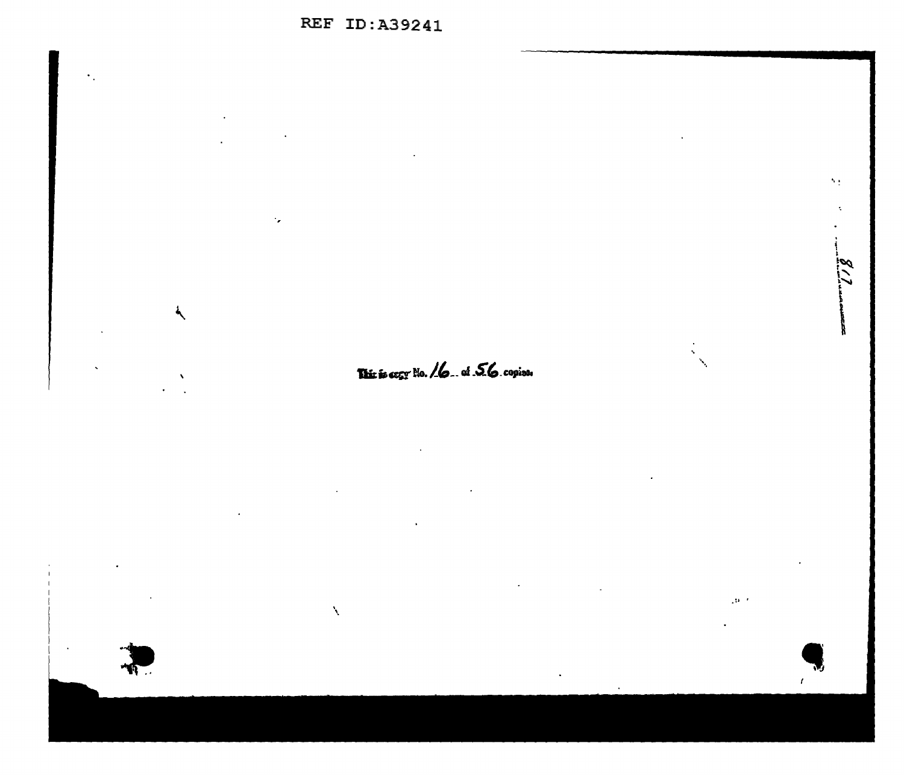This is copy No. 16 of 56 copies.